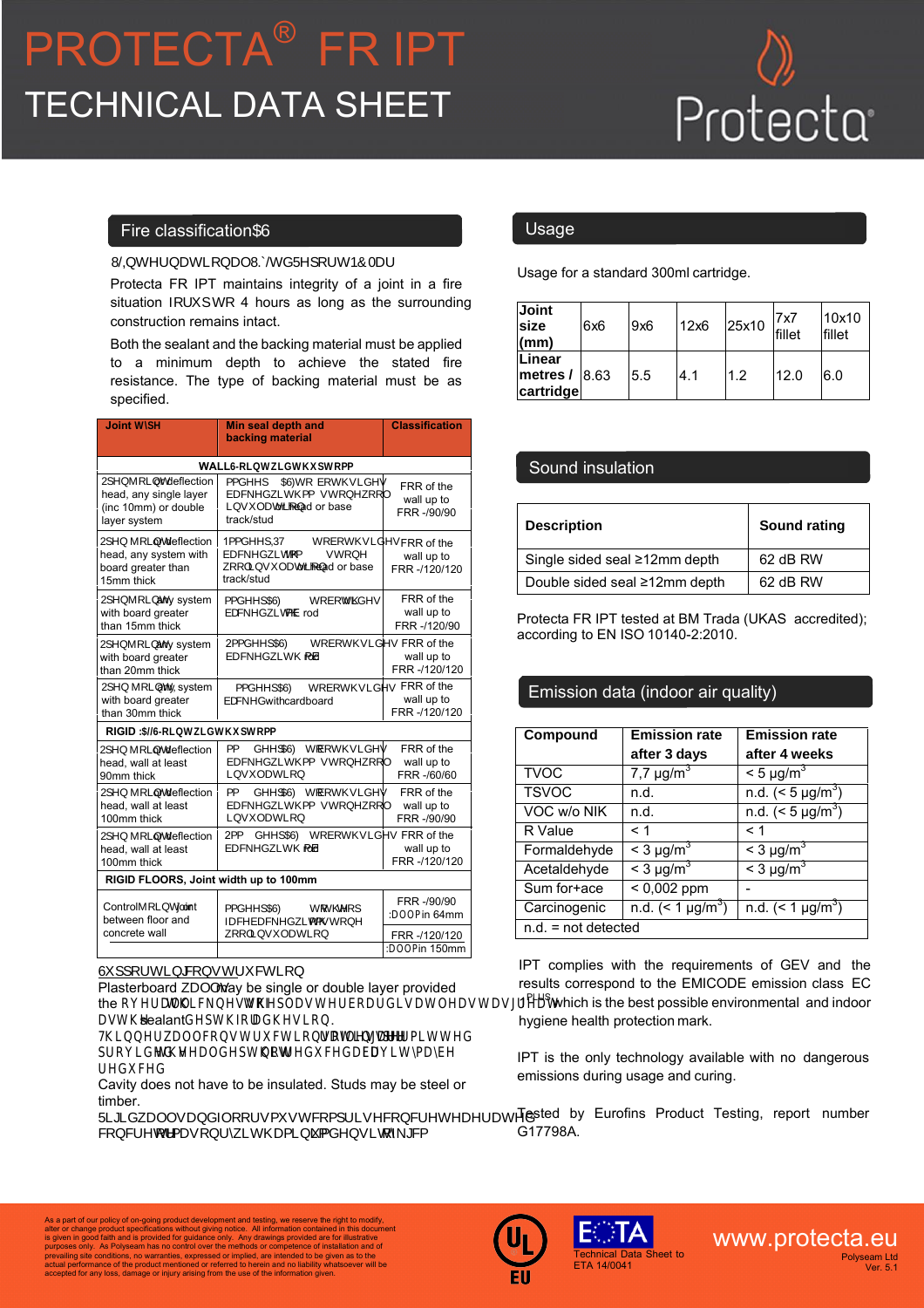# PROTECTA® FR IPT

# TECHNICAL DATA SHEET

## Fire classification AS

UL International (UK) Ltd Report NC Mar

Protecta FR IPT maintains integrity of a joint in a fire situation for up to 4 hours as long as the surrounding construction remains intact.

Both the sealant and the backing material must be applied to a minimum depth to achieve the stated fire resistance. The type of backing material must be as specified.

| Joint type | Min seal depth and backing material | Classification |
|---|---|---|
| **WALLS Joint width up to mm** | | |
| Open joint, deflection head, any single layer (inc 10mm) or double layer system | mm deep ASF to both sides backed with mm stone wool insulation on head or base track/stud | FRR of the wall up to FRR -/90/90 |
| Open joint, deflection head, any system with board greater than 15mm thick | mm deep IPT to both sides backed with mm stone wool insulation on head or base track/stud | FRR of the wall up to FRR -/120/120 |
| Open joint, any system with board greater than 15mm thick | mm deep ASF to both sides backed with PE rod | FRR of the wall up to FRR -/120/90 |
| Open joint, any system with board greater than 20mm thick | mm deep ASF to both sides backed with PE rod | FRR of the wall up to FRR -/120/120 |
| Open joint, any system with board greater than 30mm thick | mm deep ASF to both sides backed with cardboard | FRR of the wall up to FRR -/120/120 |
| **RIGID WALLS Joint width up to mm** | | |
| Open joint, deflection head, wall at least 90mm thick | mm deep ASF to both sides backed with mm stone wool insulation | FRR of the wall up to FRR -/60/60 |
| Open joint, deflection head, wall at least 100mm thick | mm deep ASF to both sides backed with mm stone wool insulation | FRR of the wall up to FRR -/90/90 |
| Open joint, deflection head, wall at least 100mm thick | mm deep ASF to both sides backed with PE rod | FRR of the wall up to FRR -/120/120 |
| **RIGID FLOORS, Joint width up to 100mm** | | |
| Control joint between floor and concrete wall | mm deep ASF to top face backed with mm stone wool insulation | FRR -/90/90 Wall in 64mm; FRR -/120/120 Wall in 150mm |

### Supporting construction

Plasterboard wall may be single or double layer provided the overall thickness of the plasterboard is at least as great as the sealant depth for each side.

Thinner wall constructions still permitted provided the seal depth is not reduced but the FRR may be reduced.

Cavity does not have to be insulated. Studs may be steel or timber.

Rigid walls and floors must comprise concrete, aerated concrete or masonry with a minimum density of kg/m³

## Usage

Usage for a standard 300ml cartridge.

| Joint size (mm) | 6x6 | 9x6 | 12x6 | 25x10 | 7x7 fillet | 10x10 fillet |
|---|---|---|---|---|---|---|
| Linear metres / cartridge | 8.63 | 5.5 | 4.1 | 1.2 | 12.0 | 6.0 |

## Sound insulation

| Description | Sound rating |
|---|---|
| Single sided seal ≥12mm depth | 62 dB RW |
| Double sided seal ≥12mm depth | 62 dB RW |

Protecta FR IPT tested at BM Trada (UKAS accredited); according to EN ISO 10140-2:2010.

## Emission data (indoor air quality)

| Compound | Emission rate after 3 days | Emission rate after 4 weeks |
|---|---|---|
| TVOC | 7,7 µg/m³ | < 5 µg/m³ |
| TSVOC | n.d. | n.d. (< 5 µg/m³) |
| VOC w/o NIK | n.d. | n.d. (< 5 µg/m³) |
| R Value | < 1 | < 1 |
| Formaldehyde | < 3 µg/m³ | < 3 µg/m³ |
| Acetaldehyde | < 3 µg/m³ | < 3 µg/m³ |
| Sum for+ace | < 0,002 ppm | - |
| Carcinogenic | n.d. (< 1 µg/m³) | n.d. (< 1 µg/m³) |
| n.d. = not detected | | |

IPT complies with the requirements of GEV and the results correspond to the EMICODE emission class EC1 PLUS which is the best possible environmental and indoor hygiene health protection mark.

IPT is the only technology available with no dangerous emissions during usage and curing.

Tested by Eurofins Product Testing, report number G17798A.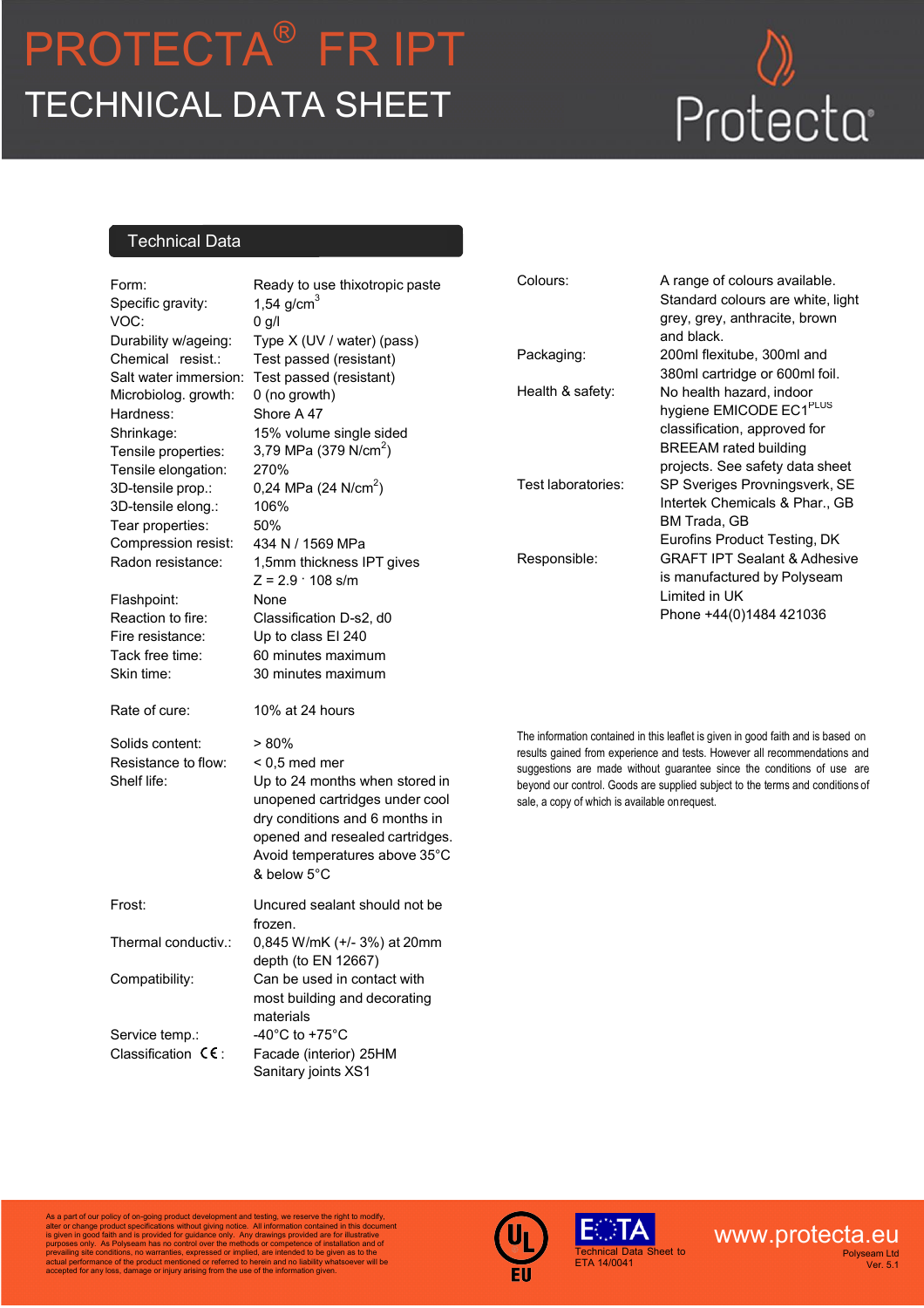# PROTECTA® FR IPT

## TECHNICAL DATA SHEET

### Technical Data

| | |
|---|---|
| Form: | Ready to use thixotropic paste |
| Specific gravity: | 1,54 $g/cm^3$ |
| VOC: | 0 g/l |
| Durability w/ageing: | Type X (UV / water) (pass) |
| Chemical resist.: | Test passed (resistant) |
| Salt water immersion: | Test passed (resistant) |
| Microbiolog. growth: | 0 (no growth) |
| Hardness: | Shore A 47 |
| Shrinkage: | 15% volume single sided |
| Tensile properties: | 3,79 MPa (379 $N/cm^2$) |
| Tensile elongation: | 270% |
| 3D-tensile prop.: | 0,24 MPa (24 $N/cm^2$) |
| 3D-tensile elong.: | 106% |
| Tear properties: | 50% |
| Compression resist: | 434 N / 1569 MPa |
| Radon resistance: | 1,5mm thickness IPT gives Z = 2.9 · 108 s/m |
| Flashpoint: | None |
| Reaction to fire: | Classification D-s2, d0 |
| Fire resistance: | Up to class EI 240 |
| Tack free time: | 60 minutes maximum |
| Skin time: | 30 minutes maximum |
| Rate of cure: | 10% at 24 hours |
| Solids content: | > 80% |
| Resistance to flow: | < 0,5 med mer |
| Shelf life: | Up to 24 months when stored in unopened cartridges under cool dry conditions and 6 months in opened and resealed cartridges. Avoid temperatures above 35°C & below 5°C |
| Frost: | Uncured sealant should not be frozen. |
| Thermal conductiv.: | 0,845 W/mK (+/- 3%) at 20mm depth (to EN 12667) |
| Compatibility: | Can be used in contact with most building and decorating materials |
| Service temp.: | -40°C to +75°C |
| Classification CE: | Facade (interior) 25HM<br>Sanitary joints XS1 |
| Colours: | A range of colours available. Standard colours are white, light grey, grey, anthracite, brown and black. |
| Packaging: | 200ml flexitube, 300ml and 380ml cartridge or 600ml foil. |
| Health & safety: | No health hazard, indoor hygiene EMICODE EC1 PLUS classification, approved for BREEAM rated building projects. See safety data sheet |
| Test laboratories: | SP Sveriges Provningsverk, SE<br>Intertek Chemicals & Phar., GB<br>BM Trada, GB<br>Eurofins Product Testing, DK |
| Responsible: | GRAFT IPT Sealant & Adhesive is manufactured by Polyseam Limited in UK<br>Phone +44(0)1484 421036 |

The information contained in this leaflet is given in good faith and is based on results gained from experience and tests. However all recommendations and suggestions are made without guarantee since the conditions of use are beyond our control. Goods are supplied subject to the terms and conditions of sale, a copy of which is available on request.

As a part of our policy of on-going product development and testing, we reserve the right to modify, alter or change product specifications without giving notice. All information contained in this document is given in good faith and is provided for guidance only. Any drawings provided are for illustrative purposes only. As Polyseam has no control over the methods or competence of installation and of prevailing site conditions, no warranties, expressed or implied, are intended to be given as to the actual performance of the product mentioned or referred to herein and no liability whatsoever will be accepted for any loss, damage or injury arising from the use of the information given.

EU

Technical Data Sheet to ETA 14/0041

www.protecta.eu

Polyseam Ltd
Ver. 5.1